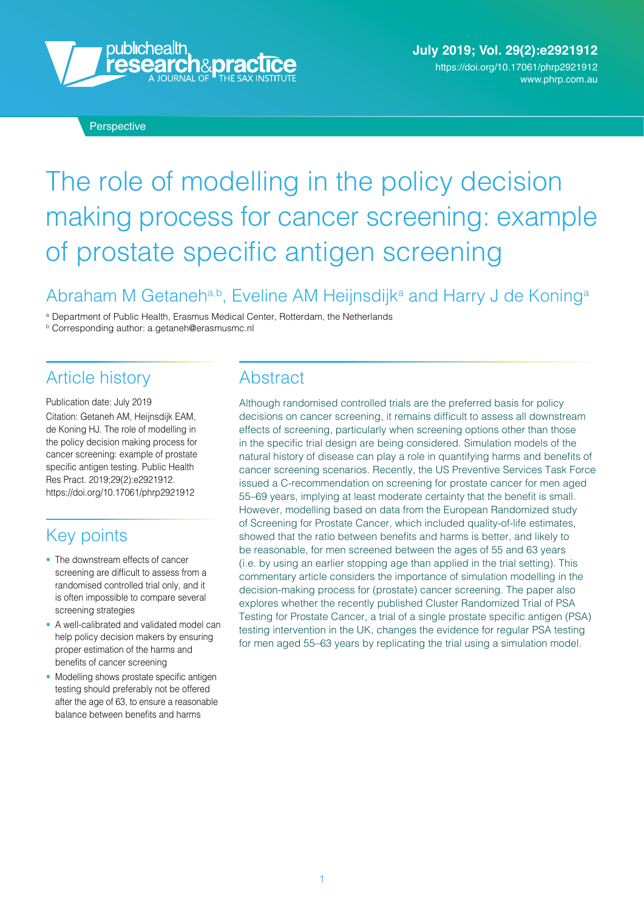Perspective

# The role of modelling in the policy decision making process for cancer screening: example of prostate specific antigen screening

Abraham M Getaneh[a,b], Eveline AM Heijnsdijk[a] and Harry J de Koning[a]

[a] Department of Public Health, Erasmus Medical Center, Rotterdam, the Netherlands
[b] Corresponding author: a.getaneh@erasmusmc.nl

## Article history

Publication date: July 2019

Citation: Getaneh AM, Heijnsdijk EAM, de Koning HJ. The role of modelling in the policy decision making process for cancer screening: example of prostate specific antigen testing. Public Health Res Pract. 2019;29(2):e2921912. https://doi.org/10.17061/phrp2921912

## Key points

- The downstream effects of cancer screening are difficult to assess from a randomised controlled trial only, and it is often impossible to compare several screening strategies
- A well-calibrated and validated model can help policy decision makers by ensuring proper estimation of the harms and benefits of cancer screening
- Modelling shows prostate specific antigen testing should preferably not be offered after the age of 63, to ensure a reasonable balance between benefits and harms

## Abstract

Although randomised controlled trials are the preferred basis for policy decisions on cancer screening, it remains difficult to assess all downstream effects of screening, particularly when screening options other than those in the specific trial design are being considered. Simulation models of the natural history of disease can play a role in quantifying harms and benefits of cancer screening scenarios. Recently, the US Preventive Services Task Force issued a C-recommendation on screening for prostate cancer for men aged 55–69 years, implying at least moderate certainty that the benefit is small. However, modelling based on data from the European Randomized study of Screening for Prostate Cancer, which included quality-of-life estimates, showed that the ratio between benefits and harms is better, and likely to be reasonable, for men screened between the ages of 55 and 63 years (i.e. by using an earlier stopping age than applied in the trial setting). This commentary article considers the importance of simulation modelling in the decision-making process for (prostate) cancer screening. The paper also explores whether the recently published Cluster Randomized Trial of PSA Testing for Prostate Cancer, a trial of a single prostate specific antigen (PSA) testing intervention in the UK, changes the evidence for regular PSA testing for men aged 55–63 years by replicating the trial using a simulation model.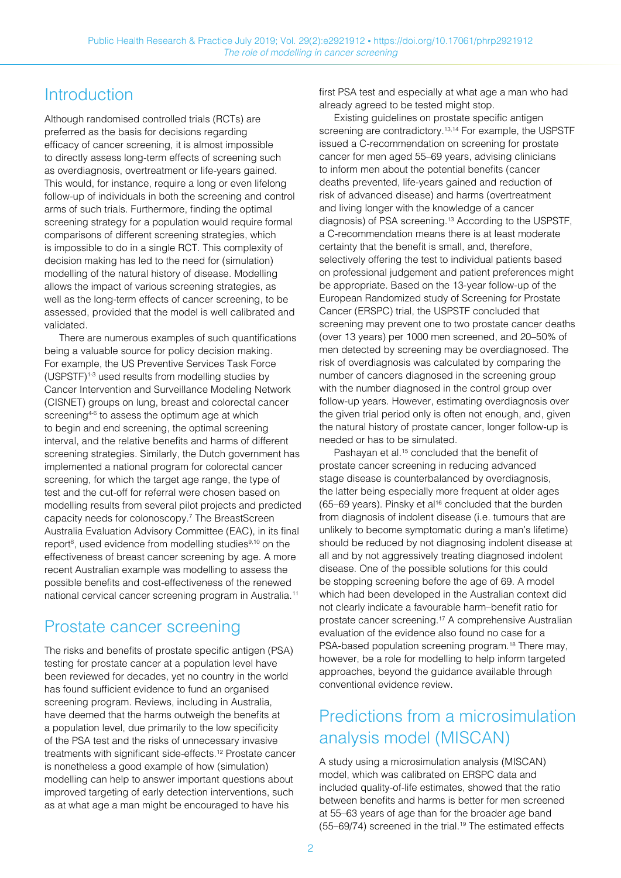## Introduction

Although randomised controlled trials (RCTs) are preferred as the basis for decisions regarding efficacy of cancer screening, it is almost impossible to directly assess long-term effects of screening such as overdiagnosis, overtreatment or life-years gained. This would, for instance, require a long or even lifelong follow-up of individuals in both the screening and control arms of such trials. Furthermore, finding the optimal screening strategy for a population would require formal comparisons of different screening strategies, which is impossible to do in a single RCT. This complexity of decision making has led to the need for (simulation) modelling of the natural history of disease. Modelling allows the impact of various screening strategies, as well as the long-term effects of cancer screening, to be assessed, provided that the model is well calibrated and validated.

There are numerous examples of such quantifications being a valuable source for policy decision making. For example, the US Preventive Services Task Force (USPSTF)[1-3] used results from modelling studies by Cancer Intervention and Surveillance Modeling Network (CISNET) groups on lung, breast and colorectal cancer screening[4-6] to assess the optimum age at which to begin and end screening, the optimal screening interval, and the relative benefits and harms of different screening strategies. Similarly, the Dutch government has implemented a national program for colorectal cancer screening, for which the target age range, the type of test and the cut-off for referral were chosen based on modelling results from several pilot projects and predicted capacity needs for colonoscopy.[7] The BreastScreen Australia Evaluation Advisory Committee (EAC), in its final report[8], used evidence from modelling studies[9,10] on the effectiveness of breast cancer screening by age. A more recent Australian example was modelling to assess the possible benefits and cost-effectiveness of the renewed national cervical cancer screening program in Australia.[11]

## Prostate cancer screening

The risks and benefits of prostate specific antigen (PSA) testing for prostate cancer at a population level have been reviewed for decades, yet no country in the world has found sufficient evidence to fund an organised screening program. Reviews, including in Australia, have deemed that the harms outweigh the benefits at a population level, due primarily to the low specificity of the PSA test and the risks of unnecessary invasive treatments with significant side-effects.[12] Prostate cancer is nonetheless a good example of how (simulation) modelling can help to answer important questions about improved targeting of early detection interventions, such as at what age a man might be encouraged to have his first PSA test and especially at what age a man who had already agreed to be tested might stop.

Existing guidelines on prostate specific antigen screening are contradictory.[13,14] For example, the USPSTF issued a C-recommendation on screening for prostate cancer for men aged 55–69 years, advising clinicians to inform men about the potential benefits (cancer deaths prevented, life-years gained and reduction of risk of advanced disease) and harms (overtreatment and living longer with the knowledge of a cancer diagnosis) of PSA screening.[13] According to the USPSTF, a C-recommendation means there is at least moderate certainty that the benefit is small, and, therefore, selectively offering the test to individual patients based on professional judgement and patient preferences might be appropriate. Based on the 13-year follow-up of the European Randomized study of Screening for Prostate Cancer (ERSPC) trial, the USPSTF concluded that screening may prevent one to two prostate cancer deaths (over 13 years) per 1000 men screened, and 20–50% of men detected by screening may be overdiagnosed. The risk of overdiagnosis was calculated by comparing the number of cancers diagnosed in the screening group with the number diagnosed in the control group over follow-up years. However, estimating overdiagnosis over the given trial period only is often not enough, and, given the natural history of prostate cancer, longer follow-up is needed or has to be simulated.

Pashayan et al.[15] concluded that the benefit of prostate cancer screening in reducing advanced stage disease is counterbalanced by overdiagnosis, the latter being especially more frequent at older ages (65–69 years). Pinsky et al[16] concluded that the burden from diagnosis of indolent disease (i.e. tumours that are unlikely to become symptomatic during a man's lifetime) should be reduced by not diagnosing indolent disease at all and by not aggressively treating diagnosed indolent disease. One of the possible solutions for this could be stopping screening before the age of 69. A model which had been developed in the Australian context did not clearly indicate a favourable harm–benefit ratio for prostate cancer screening.[17] A comprehensive Australian evaluation of the evidence also found no case for a PSA-based population screening program.[18] There may, however, be a role for modelling to help inform targeted approaches, beyond the guidance available through conventional evidence review.

## Predictions from a microsimulation analysis model (MISCAN)

A study using a microsimulation analysis (MISCAN) model, which was calibrated on ERSPC data and included quality-of-life estimates, showed that the ratio between benefits and harms is better for men screened at 55–63 years of age than for the broader age band (55–69/74) screened in the trial.[19] The estimated effects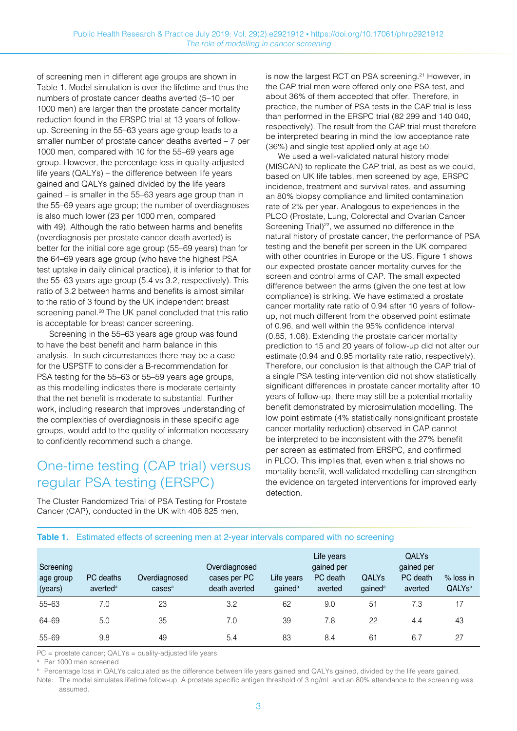of screening men in different age groups are shown in Table 1. Model simulation is over the lifetime and thus the numbers of prostate cancer deaths averted (5–10 per 1000 men) are larger than the prostate cancer mortality reduction found in the ERSPC trial at 13 years of follow-up. Screening in the 55–63 years age group leads to a smaller number of prostate cancer deaths averted – 7 per 1000 men, compared with 10 for the 55–69 years age group. However, the percentage loss in quality-adjusted life years (QALYs) – the difference between life years gained and QALYs gained divided by the life years gained – is smaller in the 55–63 years age group than in the 55–69 years age group; the number of overdiagnoses is also much lower (23 per 1000 men, compared with 49). Although the ratio between harms and benefits (overdiagnosis per prostate cancer death averted) is better for the initial core age group (55–69 years) than for the 64–69 years age group (who have the highest PSA test uptake in daily clinical practice), it is inferior to that for the 55–63 years age group (5.4 vs 3.2, respectively). This ratio of 3.2 between harms and benefits is almost similar to the ratio of 3 found by the UK independent breast screening panel.[20] The UK panel concluded that this ratio is acceptable for breast cancer screening.

Screening in the 55–63 years age group was found to have the best benefit and harm balance in this analysis. In such circumstances there may be a case for the USPSTF to consider a B-recommendation for PSA testing for the 55–63 or 55–59 years age groups, as this modelling indicates there is moderate certainty that the net benefit is moderate to substantial. Further work, including research that improves understanding of the complexities of overdiagnosis in these specific age groups, would add to the quality of information necessary to confidently recommend such a change.

## One-time testing (CAP trial) versus regular PSA testing (ERSPC)

The Cluster Randomized Trial of PSA Testing for Prostate Cancer (CAP), conducted in the UK with 408 825 men, is now the largest RCT on PSA screening.[21] However, in the CAP trial men were offered only one PSA test, and about 36% of them accepted that offer. Therefore, in practice, the number of PSA tests in the CAP trial is less than performed in the ERSPC trial (82 299 and 140 040, respectively). The result from the CAP trial must therefore be interpreted bearing in mind the low acceptance rate (36%) and single test applied only at age 50.

We used a well-validated natural history model (MISCAN) to replicate the CAP trial, as best as we could, based on UK life tables, men screened by age, ERSPC incidence, treatment and survival rates, and assuming an 80% biopsy compliance and limited contamination rate of 2% per year. Analogous to experiences in the PLCO (Prostate, Lung, Colorectal and Ovarian Cancer Screening Trial)[22], we assumed no difference in the natural history of prostate cancer, the performance of PSA testing and the benefit per screen in the UK compared with other countries in Europe or the US. Figure 1 shows our expected prostate cancer mortality curves for the screen and control arms of CAP. The small expected difference between the arms (given the one test at low compliance) is striking. We have estimated a prostate cancer mortality rate ratio of 0.94 after 10 years of follow-up, not much different from the observed point estimate of 0.96, and well within the 95% confidence interval (0.85, 1.08). Extending the prostate cancer mortality prediction to 15 and 20 years of follow-up did not alter our estimate (0.94 and 0.95 mortality rate ratio, respectively). Therefore, our conclusion is that although the CAP trial of a single PSA testing intervention did not show statistically significant differences in prostate cancer mortality after 10 years of follow-up, there may still be a potential mortality benefit demonstrated by microsimulation modelling. The low point estimate (4% statistically nonsignificant prostate cancer mortality reduction) observed in CAP cannot be interpreted to be inconsistent with the 27% benefit per screen as estimated from ERSPC, and confirmed in PLCO. This implies that, even when a trial shows no mortality benefit, well-validated modelling can strengthen the evidence on targeted interventions for improved early detection.

**Table 1.** Estimated effects of screening men at 2-year intervals compared with no screening

| Screening age group (years) | PC deaths averted[a] | Overdiagnosed cases[a] | Overdiagnosed cases per PC death averted | Life years gained[a] | Life years gained per PC death averted | QALYs gained[a] | QALYs gained per PC death averted | % loss in QALYs[b] |
|---|---|---|---|---|---|---|---|---|
| 55–63 | 7.0 | 23 | 3.2 | 62 | 9.0 | 51 | 7.3 | 17 |
| 64–69 | 5.0 | 35 | 7.0 | 39 | 7.8 | 22 | 4.4 | 43 |
| 55–69 | 9.8 | 49 | 5.4 | 83 | 8.4 | 61 | 6.7 | 27 |

PC = prostate cancer; QALYs = quality-adjusted life years

[a] Per 1000 men screened

[b] Percentage loss in QALYs calculated as the difference between life years gained and QALYs gained, divided by the life years gained.

Note: The model simulates lifetime follow-up. A prostate specific antigen threshold of 3 ng/mL and an 80% attendance to the screening was assumed.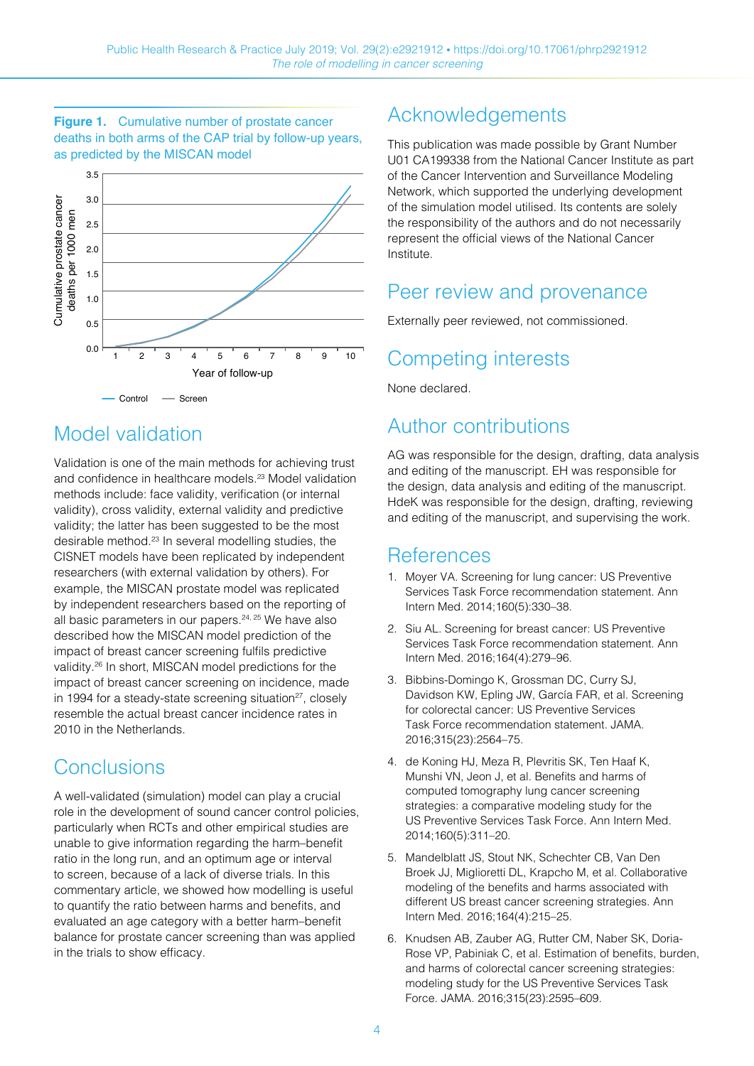**Figure 1.** Cumulative number of prostate cancer deaths in both arms of the CAP trial by follow-up years, as predicted by the MISCAN model

## Model validation

Validation is one of the main methods for achieving trust and confidence in healthcare models.[23] Model validation methods include: face validity, verification (or internal validity), cross validity, external validity and predictive validity; the latter has been suggested to be the most desirable method.[23] In several modelling studies, the CISNET models have been replicated by independent researchers (with external validation by others). For example, the MISCAN prostate model was replicated by independent researchers based on the reporting of all basic parameters in our papers.[24, 25] We have also described how the MISCAN model prediction of the impact of breast cancer screening fulfils predictive validity.[26] In short, MISCAN model predictions for the impact of breast cancer screening on incidence, made in 1994 for a steady-state screening situation[27], closely resemble the actual breast cancer incidence rates in 2010 in the Netherlands.

## Conclusions

A well-validated (simulation) model can play a crucial role in the development of sound cancer control policies, particularly when RCTs and other empirical studies are unable to give information regarding the harm–benefit ratio in the long run, and an optimum age or interval to screen, because of a lack of diverse trials. In this commentary article, we showed how modelling is useful to quantify the ratio between harms and benefits, and evaluated an age category with a better harm–benefit balance for prostate cancer screening than was applied in the trials to show efficacy.

## Acknowledgements

This publication was made possible by Grant Number U01 CA199338 from the National Cancer Institute as part of the Cancer Intervention and Surveillance Modeling Network, which supported the underlying development of the simulation model utilised. Its contents are solely the responsibility of the authors and do not necessarily represent the official views of the National Cancer Institute.

## Peer review and provenance

Externally peer reviewed, not commissioned.

## Competing interests

None declared.

## Author contributions

AG was responsible for the design, drafting, data analysis and editing of the manuscript. EH was responsible for the design, data analysis and editing of the manuscript. HdeK was responsible for the design, drafting, reviewing and editing of the manuscript, and supervising the work.

## References

1. Moyer VA. Screening for lung cancer: US Preventive Services Task Force recommendation statement. Ann Intern Med. 2014;160(5):330–38.
2. Siu AL. Screening for breast cancer: US Preventive Services Task Force recommendation statement. Ann Intern Med. 2016;164(4):279–96.
3. Bibbins-Domingo K, Grossman DC, Curry SJ, Davidson KW, Epling JW, García FAR, et al. Screening for colorectal cancer: US Preventive Services Task Force recommendation statement. JAMA. 2016;315(23):2564–75.
4. de Koning HJ, Meza R, Plevritis SK, Ten Haaf K, Munshi VN, Jeon J, et al. Benefits and harms of computed tomography lung cancer screening strategies: a comparative modeling study for the US Preventive Services Task Force. Ann Intern Med. 2014;160(5):311–20.
5. Mandelblatt JS, Stout NK, Schechter CB, Van Den Broek JJ, Miglioretti DL, Krapcho M, et al. Collaborative modeling of the benefits and harms associated with different US breast cancer screening strategies. Ann Intern Med. 2016;164(4):215–25.
6. Knudsen AB, Zauber AG, Rutter CM, Naber SK, Doria-Rose VP, Pabiniak C, et al. Estimation of benefits, burden, and harms of colorectal cancer screening strategies: modeling study for the US Preventive Services Task Force. JAMA. 2016;315(23):2595–609.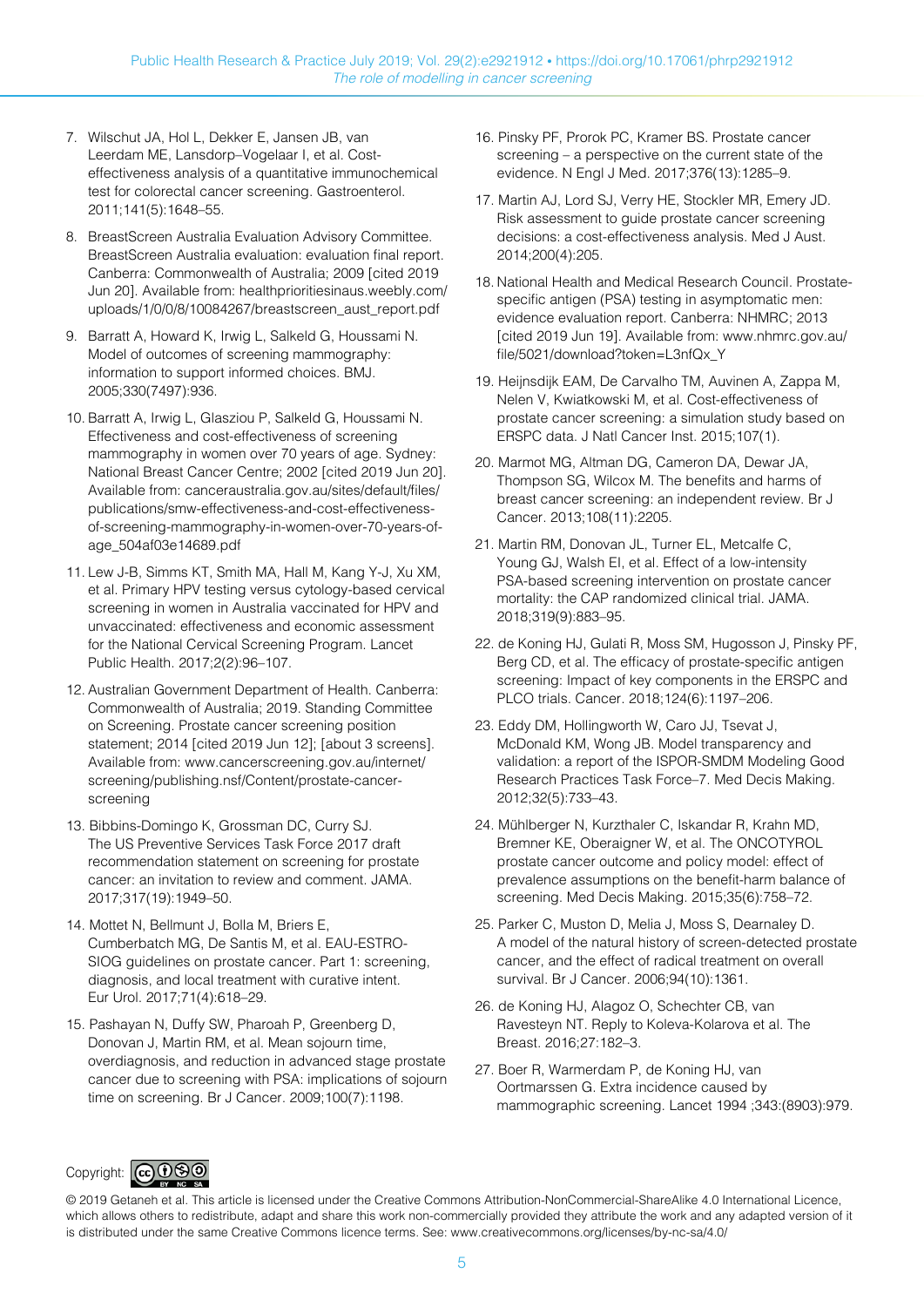7. Wilschut JA, Hol L, Dekker E, Jansen JB, van Leerdam ME, Lansdorp–Vogelaar I, et al. Cost-effectiveness analysis of a quantitative immunochemical test for colorectal cancer screening. Gastroenterol. 2011;141(5):1648–55.

8. BreastScreen Australia Evaluation Advisory Committee. BreastScreen Australia evaluation: evaluation final report. Canberra: Commonwealth of Australia; 2009 [cited 2019 Jun 20]. Available from: healthprioritiesinaus.weebly.com/uploads/1/0/0/8/10084267/breastscreen_aust_report.pdf

9. Barratt A, Howard K, Irwig L, Salkeld G, Houssami N. Model of outcomes of screening mammography: information to support informed choices. BMJ. 2005;330(7497):936.

10. Barratt A, Irwig L, Glasziou P, Salkeld G, Houssami N. Effectiveness and cost-effectiveness of screening mammography in women over 70 years of age. Sydney: National Breast Cancer Centre; 2002 [cited 2019 Jun 20]. Available from: canceraustralia.gov.au/sites/default/files/publications/smw-effectiveness-and-cost-effectiveness-of-screening-mammography-in-women-over-70-years-of-age_504af03e14689.pdf

11. Lew J-B, Simms KT, Smith MA, Hall M, Kang Y-J, Xu XM, et al. Primary HPV testing versus cytology-based cervical screening in women in Australia vaccinated for HPV and unvaccinated: effectiveness and economic assessment for the National Cervical Screening Program. Lancet Public Health. 2017;2(2):96–107.

12. Australian Government Department of Health. Canberra: Commonwealth of Australia; 2019. Standing Committee on Screening. Prostate cancer screening position statement; 2014 [cited 2019 Jun 12]; [about 3 screens]. Available from: www.cancerscreening.gov.au/internet/screening/publishing.nsf/Content/prostate-cancer-screening

13. Bibbins-Domingo K, Grossman DC, Curry SJ. The US Preventive Services Task Force 2017 draft recommendation statement on screening for prostate cancer: an invitation to review and comment. JAMA. 2017;317(19):1949–50.

14. Mottet N, Bellmunt J, Bolla M, Briers E, Cumberbatch MG, De Santis M, et al. EAU-ESTRO-SIOG guidelines on prostate cancer. Part 1: screening, diagnosis, and local treatment with curative intent. Eur Urol. 2017;71(4):618–29.

15. Pashayan N, Duffy SW, Pharoah P, Greenberg D, Donovan J, Martin RM, et al. Mean sojourn time, overdiagnosis, and reduction in advanced stage prostate cancer due to screening with PSA: implications of sojourn time on screening. Br J Cancer. 2009;100(7):1198.

16. Pinsky PF, Prorok PC, Kramer BS. Prostate cancer screening – a perspective on the current state of the evidence. N Engl J Med. 2017;376(13):1285–9.

17. Martin AJ, Lord SJ, Verry HE, Stockler MR, Emery JD. Risk assessment to guide prostate cancer screening decisions: a cost-effectiveness analysis. Med J Aust. 2014;200(4):205.

18. National Health and Medical Research Council. Prostate-specific antigen (PSA) testing in asymptomatic men: evidence evaluation report. Canberra: NHMRC; 2013 [cited 2019 Jun 19]. Available from: www.nhmrc.gov.au/file/5021/download?token=L3nfQx_Y

19. Heijnsdijk EAM, De Carvalho TM, Auvinen A, Zappa M, Nelen V, Kwiatkowski M, et al. Cost-effectiveness of prostate cancer screening: a simulation study based on ERSPC data. J Natl Cancer Inst. 2015;107(1).

20. Marmot MG, Altman DG, Cameron DA, Dewar JA, Thompson SG, Wilcox M. The benefits and harms of breast cancer screening: an independent review. Br J Cancer. 2013;108(11):2205.

21. Martin RM, Donovan JL, Turner EL, Metcalfe C, Young GJ, Walsh EI, et al. Effect of a low-intensity PSA-based screening intervention on prostate cancer mortality: the CAP randomized clinical trial. JAMA. 2018;319(9):883–95.

22. de Koning HJ, Gulati R, Moss SM, Hugosson J, Pinsky PF, Berg CD, et al. The efficacy of prostate-specific antigen screening: Impact of key components in the ERSPC and PLCO trials. Cancer. 2018;124(6):1197–206.

23. Eddy DM, Hollingworth W, Caro JJ, Tsevat J, McDonald KM, Wong JB. Model transparency and validation: a report of the ISPOR-SMDM Modeling Good Research Practices Task Force–7. Med Decis Making. 2012;32(5):733–43.

24. Mühlberger N, Kurzthaler C, Iskandar R, Krahn MD, Bremner KE, Oberaigner W, et al. The ONCOTYROL prostate cancer outcome and policy model: effect of prevalence assumptions on the benefit-harm balance of screening. Med Decis Making. 2015;35(6):758–72.

25. Parker C, Muston D, Melia J, Moss S, Dearnaley D. A model of the natural history of screen-detected prostate cancer, and the effect of radical treatment on overall survival. Br J Cancer. 2006;94(10):1361.

26. de Koning HJ, Alagoz O, Schechter CB, van Ravesteyn NT. Reply to Koleva-Kolarova et al. The Breast. 2016;27:182–3.

27. Boer R, Warmerdam P, de Koning HJ, van Oortmarssen G. Extra incidence caused by mammographic screening. Lancet 1994 ;343:(8903):979.

Copyright:

© 2019 Getaneh et al. This article is licensed under the Creative Commons Attribution-NonCommercial-ShareAlike 4.0 International Licence, which allows others to redistribute, adapt and share this work non-commercially provided they attribute the work and any adapted version of it is distributed under the same Creative Commons licence terms. See: www.creativecommons.org/licenses/by-nc-sa/4.0/